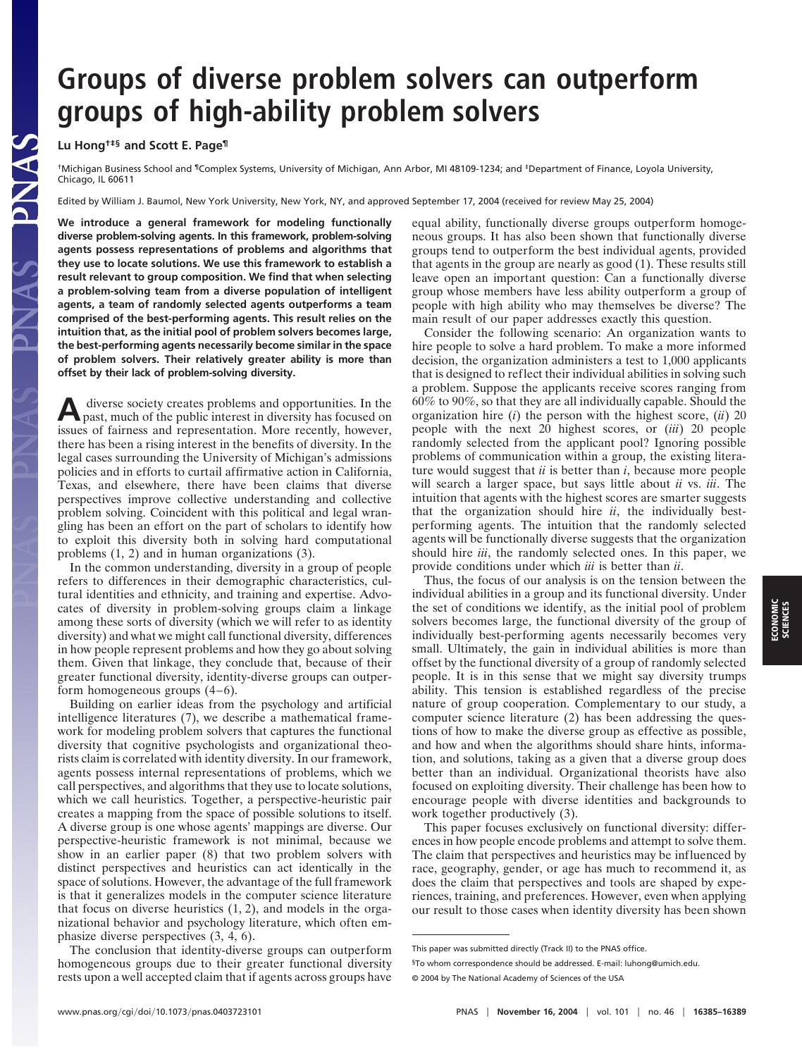# Groups of diverse problem solvers can outperform groups of high-ability problem solvers

**Lu Hong[†‡§] and Scott E. Page[¶]**

[†]Michigan Business School and [¶]Complex Systems, University of Michigan, Ann Arbor, MI 48109-1234; and [‡]Department of Finance, Loyola University, Chicago, IL 60611

Edited by William J. Baumol, New York University, New York, NY, and approved September 17, 2004 (received for review May 25, 2004)

**We introduce a general framework for modeling functionally diverse problem-solving agents. In this framework, problem-solving agents possess representations of problems and algorithms that they use to locate solutions. We use this framework to establish a result relevant to group composition. We find that when selecting a problem-solving team from a diverse population of intelligent agents, a team of randomly selected agents outperforms a team comprised of the best-performing agents. This result relies on the intuition that, as the initial pool of problem solvers becomes large, the best-performing agents necessarily become similar in the space of problem solvers. Their relatively greater ability is more than offset by their lack of problem-solving diversity.**

A diverse society creates problems and opportunities. In the past, much of the public interest in diversity has focused on issues of fairness and representation. More recently, however, there has been a rising interest in the benefits of diversity. In the legal cases surrounding the University of Michigan's admissions policies and in efforts to curtail affirmative action in California, Texas, and elsewhere, there have been claims that diverse perspectives improve collective understanding and collective problem solving. Coincident with this political and legal wrangling has been an effort on the part of scholars to identify how to exploit this diversity both in solving hard computational problems (1, 2) and in human organizations (3).

In the common understanding, diversity in a group of people refers to differences in their demographic characteristics, cultural identities and ethnicity, and training and expertise. Advocates of diversity in problem-solving groups claim a linkage among these sorts of diversity (which we will refer to as identity diversity) and what we might call functional diversity, differences in how people represent problems and how they go about solving them. Given that linkage, they conclude that, because of their greater functional diversity, identity-diverse groups can outperform homogeneous groups (4–6).

Building on earlier ideas from the psychology and artificial intelligence literatures (7), we describe a mathematical framework for modeling problem solvers that captures the functional diversity that cognitive psychologists and organizational theorists claim is correlated with identity diversity. In our framework, agents possess internal representations of problems, which we call perspectives, and algorithms that they use to locate solutions, which we call heuristics. Together, a perspective-heuristic pair creates a mapping from the space of possible solutions to itself. A diverse group is one whose agents' mappings are diverse. Our perspective-heuristic framework is not minimal, because we show in an earlier paper (8) that two problem solvers with distinct perspectives and heuristics can act identically in the space of solutions. However, the advantage of the full framework is that it generalizes models in the computer science literature that focus on diverse heuristics (1, 2), and models in the organizational behavior and psychology literature, which often emphasize diverse perspectives (3, 4, 6).

The conclusion that identity-diverse groups can outperform homogeneous groups due to their greater functional diversity rests upon a well accepted claim that if agents across groups have equal ability, functionally diverse groups outperform homogeneous groups. It has also been shown that functionally diverse groups tend to outperform the best individual agents, provided that agents in the group are nearly as good (1). These results still leave open an important question: Can a functionally diverse group whose members have less ability outperform a group of people with high ability who may themselves be diverse? The main result of our paper addresses exactly this question.

Consider the following scenario: An organization wants to hire people to solve a hard problem. To make a more informed decision, the organization administers a test to 1,000 applicants that is designed to reflect their individual abilities in solving such a problem. Suppose the applicants receive scores ranging from 60% to 90%, so that they are all individually capable. Should the organization hire (*i*) the person with the highest score, (*ii*) 20 people with the next 20 highest scores, or (*iii*) 20 people randomly selected from the applicant pool? Ignoring possible problems of communication within a group, the existing literature would suggest that *ii* is better than *i*, because more people will search a larger space, but says little about *ii* vs. *iii*. The intuition that agents with the highest scores are smarter suggests that the organization should hire *ii*, the individually best-performing agents. The intuition that the randomly selected agents will be functionally diverse suggests that the organization should hire *iii*, the randomly selected ones. In this paper, we provide conditions under which *iii* is better than *ii*.

Thus, the focus of our analysis is on the tension between the individual abilities in a group and its functional diversity. Under the set of conditions we identify, as the initial pool of problem solvers becomes large, the functional diversity of the group of individually best-performing agents necessarily becomes very small. Ultimately, the gain in individual abilities is more than offset by the functional diversity of a group of randomly selected people. It is in this sense that we might say diversity trumps ability. This tension is established regardless of the precise nature of group cooperation. Complementary to our study, a computer science literature (2) has been addressing the questions of how to make the diverse group as effective as possible, and how and when the algorithms should share hints, information, and solutions, taking as a given that a diverse group does better than an individual. Organizational theorists have also focused on exploiting diversity. Their challenge has been how to encourage people with diverse identities and backgrounds to work together productively (3).

This paper focuses exclusively on functional diversity: differences in how people encode problems and attempt to solve them. The claim that perspectives and heuristics may be influenced by race, geography, gender, or age has much to recommend it, as does the claim that perspectives and tools are shaped by experiences, training, and preferences. However, even when applying our result to those cases when identity diversity has been shown

---

This paper was submitted directly (Track II) to the PNAS office.

[§]To whom correspondence should be addressed. E-mail: luhong@umich.edu.

© 2004 by The National Academy of Sciences of the USA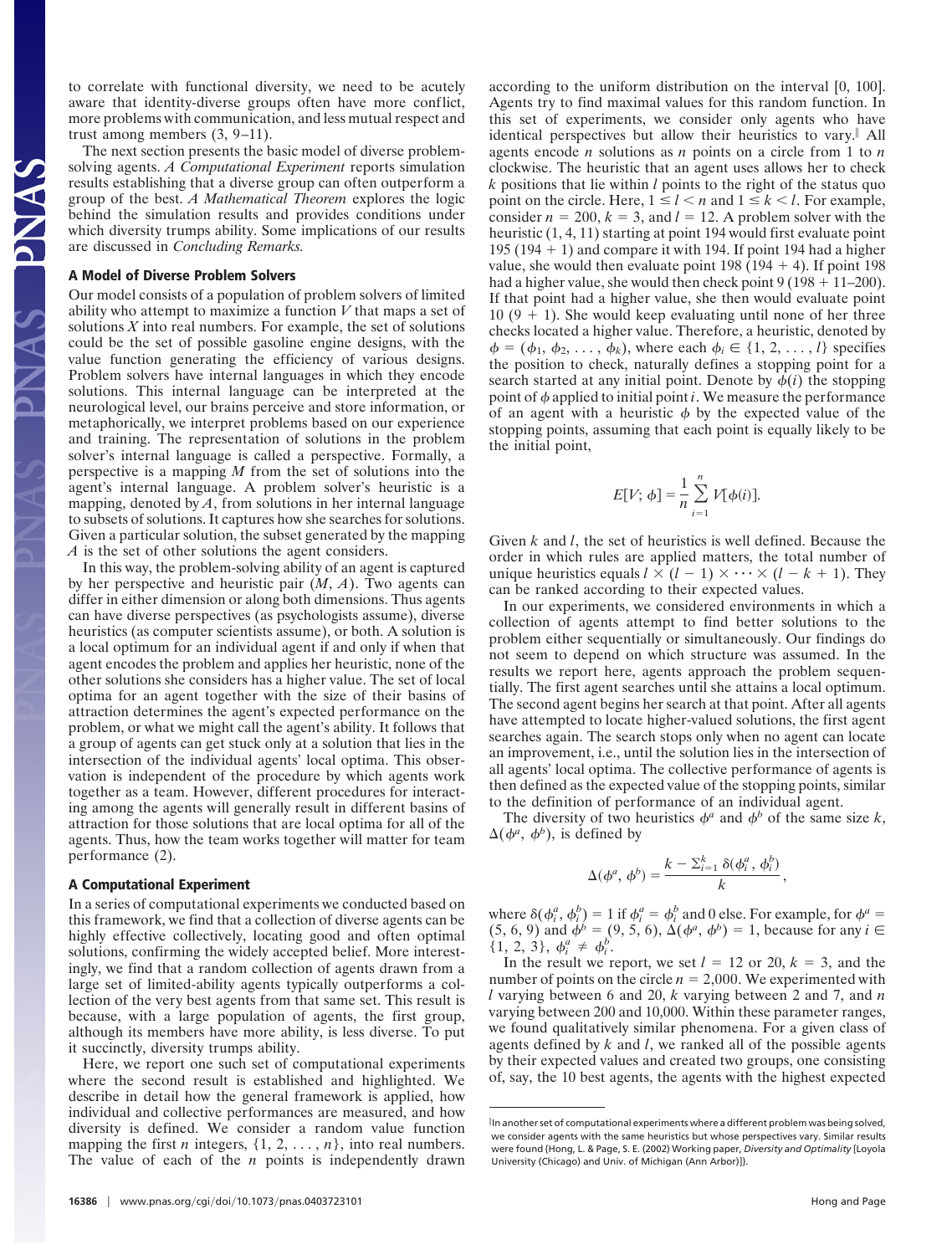to correlate with functional diversity, we need to be acutely aware that identity-diverse groups often have more conflict, more problems with communication, and less mutual respect and trust among members (3, 9–11).

The next section presents the basic model of diverse problem-solving agents. *A Computational Experiment* reports simulation results establishing that a diverse group can often outperform a group of the best. *A Mathematical Theorem* explores the logic behind the simulation results and provides conditions under which diversity trumps ability. Some implications of our results are discussed in *Concluding Remarks.*

## A Model of Diverse Problem Solvers

Our model consists of a population of problem solvers of limited ability who attempt to maximize a function $V$ that maps a set of solutions $X$ into real numbers. For example, the set of solutions could be the set of possible gasoline engine designs, with the value function generating the efficiency of various designs. Problem solvers have internal languages in which they encode solutions. This internal language can be interpreted at the neurological level, our brains perceive and store information, or metaphorically, we interpret problems based on our experience and training. The representation of solutions in the problem solver's internal language is called a perspective. Formally, a perspective is a mapping $M$ from the set of solutions into the agent's internal language. A problem solver's heuristic is a mapping, denoted by $A$, from solutions in her internal language to subsets of solutions. It captures how she searches for solutions. Given a particular solution, the subset generated by the mapping $A$ is the set of other solutions the agent considers.

In this way, the problem-solving ability of an agent is captured by her perspective and heuristic pair $(M, A)$. Two agents can differ in either dimension or along both dimensions. Thus agents can have diverse perspectives (as psychologists assume), diverse heuristics (as computer scientists assume), or both. A solution is a local optimum for an individual agent if and only if when that agent encodes the problem and applies her heuristic, none of the other solutions she considers has a higher value. The set of local optima for an agent together with the size of their basins of attraction determines the agent's expected performance on the problem, or what we might call the agent's ability. It follows that a group of agents can get stuck only at a solution that lies in the intersection of the individual agents' local optima. This observation is independent of the procedure by which agents work together as a team. However, different procedures for interacting among the agents will generally result in different basins of attraction for those solutions that are local optima for all of the agents. Thus, how the team works together will matter for team performance (2).

## A Computational Experiment

In a series of computational experiments we conducted based on this framework, we find that a collection of diverse agents can be highly effective collectively, locating good and often optimal solutions, confirming the widely accepted belief. More interestingly, we find that a random collection of agents drawn from a large set of limited-ability agents typically outperforms a collection of the very best agents from that same set. This result is because, with a large population of agents, the first group, although its members have more ability, is less diverse. To put it succinctly, diversity trumps ability.

Here, we report one such set of computational experiments where the second result is established and highlighted. We describe in detail how the general framework is applied, how individual and collective performances are measured, and how diversity is defined. We consider a random value function mapping the first $n$ integers, $\{1, 2, \ldots, n\}$, into real numbers. The value of each of the $n$ points is independently drawn according to the uniform distribution on the interval $[0, 100]$. Agents try to find maximal values for this random function. In this set of experiments, we consider only agents who have identical perspectives but allow their heuristics to vary.[‖] All agents encode $n$ solutions as $n$ points on a circle from 1 to $n$ clockwise. The heuristic that an agent uses allows her to check $k$ positions that lie within $l$ points to the right of the status quo point on the circle. Here, $1 \leq l < n$ and $1 \leq k < l$. For example, consider $n = 200$, $k = 3$, and $l = 12$. A problem solver with the heuristic $(1, 4, 11)$ starting at point 194 would first evaluate point 195 $(194 + 1)$ and compare it with 194. If point 194 had a higher value, she would then evaluate point 198 $(194 + 4)$. If point 198 had a higher value, she would then check point 9 $(198 + 11–200)$. If that point had a higher value, she then would evaluate point 10 $(9 + 1)$. She would keep evaluating until none of her three checks located a higher value. Therefore, a heuristic, denoted by $\phi = (\phi_1, \phi_2, \ldots, \phi_k)$, where each $\phi_i \in \{1, 2, \ldots, l\}$ specifies the position to check, naturally defines a stopping point for a search started at any initial point. Denote by $\phi(i)$ the stopping point of $\phi$ applied to initial point $i$. We measure the performance of an agent with a heuristic $\phi$ by the expected value of the stopping points, assuming that each point is equally likely to be the initial point,

$$E[V; \phi] = \frac{1}{n} \sum_{i=1}^{n} V[\phi(i)].$$

Given $k$ and $l$, the set of heuristics is well defined. Because the order in which rules are applied matters, the total number of unique heuristics equals $l \times (l - 1) \times \cdots \times (l - k + 1)$. They can be ranked according to their expected values.

In our experiments, we considered environments in which a collection of agents attempt to find better solutions to the problem either sequentially or simultaneously. Our findings do not seem to depend on which structure was assumed. In the results we report here, agents approach the problem sequentially. The first agent searches until she attains a local optimum. The second agent begins her search at that point. After all agents have attempted to locate higher-valued solutions, the first agent searches again. The search stops only when no agent can locate an improvement, i.e., until the solution lies in the intersection of all agents' local optima. The collective performance of agents is then defined as the expected value of the stopping points, similar to the definition of performance of an individual agent.

The diversity of two heuristics $\phi^a$ and $\phi^b$ of the same size $k$, $\Delta(\phi^a, \phi^b)$, is defined by

$$\Delta(\phi^a, \phi^b) = \frac{k - \sum_{i=1}^{k} \delta(\phi_i^a, \phi_i^b)}{k},$$

where $\delta(\phi_i^a, \phi_i^b) = 1$ if $\phi_i^a = \phi_i^b$ and 0 else. For example, for $\phi^a = (5, 6, 9)$ and $\phi^b = (9, 5, 6)$, $\Delta(\phi^a, \phi^b) = 1$, because for any $i \in \{1, 2, 3\}$, $\phi_i^a \neq \phi_i^b$.

In the result we report, we set $l = 12$ or 20, $k = 3$, and the number of points on the circle $n = 2{,}000$. We experimented with $l$ varying between 6 and 20, $k$ varying between 2 and 7, and $n$ varying between 200 and 10,000. Within these parameter ranges, we found qualitatively similar phenomena. For a given class of agents defined by $k$ and $l$, we ranked all of the possible agents by their expected values and created two groups, one consisting of, say, the 10 best agents, the agents with the highest expected

[‖] In another set of computational experiments where a different problem was being solved, we consider agents with the same heuristics but whose perspectives vary. Similar results were found {Hong, L. & Page, S. E. (2002) Working paper, *Diversity and Optimality* [Loyola University (Chicago) and Univ. of Michigan (Ann Arbor)]}.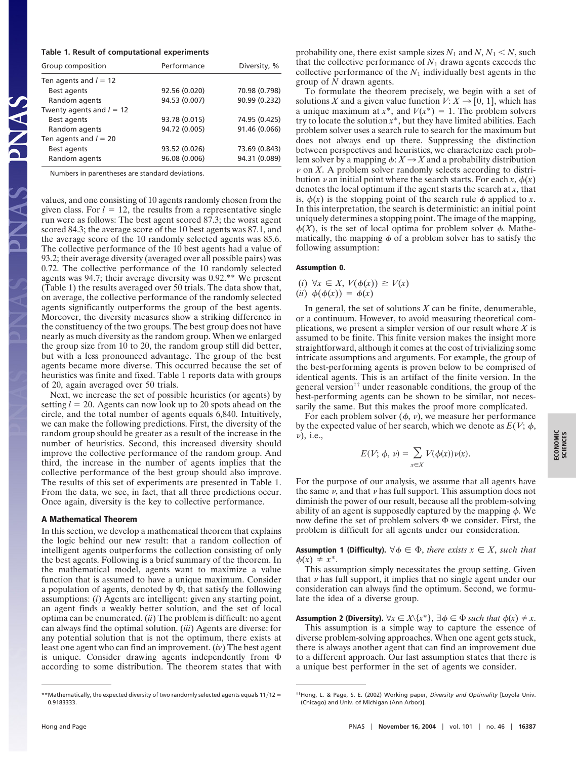**Table 1. Result of computational experiments**

| Group composition | Performance | Diversity, % |
|---|---|---|
| Ten agents and $l = 12$ | | |
| Best agents | 92.56 (0.020) | 70.98 (0.798) |
| Random agents | 94.53 (0.007) | 90.99 (0.232) |
| Twenty agents and $l = 12$ | | |
| Best agents | 93.78 (0.015) | 74.95 (0.425) |
| Random agents | 94.72 (0.005) | 91.46 (0.066) |
| Ten agents and $l = 20$ | | |
| Best agents | 93.52 (0.026) | 73.69 (0.843) |
| Random agents | 96.08 (0.006) | 94.31 (0.089) |

Numbers in parentheses are standard deviations.

values, and one consisting of 10 agents randomly chosen from the given class. For $l = 12$, the results from a representative single run were as follows: The best agent scored 87.3; the worst agent scored 84.3; the average score of the 10 best agents was 87.1, and the average score of the 10 randomly selected agents was 85.6. The collective performance of the 10 best agents had a value of 93.2; their average diversity (averaged over all possible pairs) was 0.72. The collective performance of the 10 randomly selected agents was 94.7; their average diversity was 0.92.** We present (Table 1) the results averaged over 50 trials. The data show that, on average, the collective performance of the randomly selected agents significantly outperforms the group of the best agents. Moreover, the diversity measures show a striking difference in the constituency of the two groups. The best group does not have nearly as much diversity as the random group. When we enlarged the group size from 10 to 20, the random group still did better, but with a less pronounced advantage. The group of the best agents became more diverse. This occurred because the set of heuristics was finite and fixed. Table 1 reports data with groups of 20, again averaged over 50 trials.

Next, we increase the set of possible heuristics (or agents) by setting $l = 20$. Agents can now look up to 20 spots ahead on the circle, and the total number of agents equals 6,840. Intuitively, we can make the following predictions. First, the diversity of the random group should be greater as a result of the increase in the number of heuristics. Second, this increased diversity should improve the collective performance of the random group. And third, the increase in the number of agents implies that the collective performance of the best group should also improve. The results of this set of experiments are presented in Table 1. From the data, we see, in fact, that all three predictions occur. Once again, diversity is the key to collective performance.

## A Mathematical Theorem

In this section, we develop a mathematical theorem that explains the logic behind our new result: that a random collection of intelligent agents outperforms the collection consisting of only the best agents. Following is a brief summary of the theorem. In the mathematical model, agents want to maximize a value function that is assumed to have a unique maximum. Consider a population of agents, denoted by $\Phi$, that satisfy the following assumptions: (*i*) Agents are intelligent: given any starting point, an agent finds a weakly better solution, and the set of local optima can be enumerated. (*ii*) The problem is difficult: no agent can always find the optimal solution. (*iii*) Agents are diverse: for any potential solution that is not the optimum, there exists at least one agent who can find an improvement. (*iv*) The best agent is unique. Consider drawing agents independently from $\Phi$ according to some distribution. The theorem states that with probability one, there exist sample sizes $N_1$ and $N$, $N_1 < N$, such that the collective performance of $N_1$ drawn agents exceeds the collective performance of the $N_1$ individually best agents in the group of $N$ drawn agents.

To formulate the theorem precisely, we begin with a set of solutions $X$ and a given value function $V: X \to [0, 1]$, which has a unique maximum at $x^*$, and $V(x^*) = 1$. The problem solvers try to locate the solution $x^*$, but they have limited abilities. Each problem solver uses a search rule to search for the maximum but does not always end up there. Suppressing the distinction between perspectives and heuristics, we characterize each problem solver by a mapping $\phi: X \to X$ and a probability distribution $\nu$ on $X$. A problem solver randomly selects according to distribution $\nu$ an initial point where the search starts. For each $x$, $\phi(x)$ denotes the local optimum if the agent starts the search at $x$, that is, $\phi(x)$ is the stopping point of the search rule $\phi$ applied to $x$. In this interpretation, the search is deterministic: an initial point uniquely determines a stopping point. The image of the mapping, $\phi(X)$, is the set of local optima for problem solver $\phi$. Mathematically, the mapping $\phi$ of a problem solver has to satisfy the following assumption:

**Assumption 0.**

(*i*) $\forall x \in X$, $V(\phi(x)) \geq V(x)$
(*ii*) $\phi(\phi(x)) = \phi(x)$

In general, the set of solutions $X$ can be finite, denumerable, or a continuum. However, to avoid measuring theoretical complications, we present a simpler version of our result where $X$ is assumed to be finite. This finite version makes the insight more straightforward, although it comes at the cost of trivializing some intricate assumptions and arguments. For example, the group of the best-performing agents is proven below to be comprised of identical agents. This is an artifact of the finite version. In the general version†† under reasonable conditions, the group of the best-performing agents can be shown to be similar, not necessarily the same. But this makes the proof more complicated.

For each problem solver $(\phi, \nu)$, we measure her performance by the expected value of her search, which we denote as $E(V; \phi, \nu)$, i.e.,

$$E(V; \phi, \nu) = \sum_{x \in X} V(\phi(x))\nu(x).$$

For the purpose of our analysis, we assume that all agents have the same $\nu$, and that $\nu$ has full support. This assumption does not diminish the power of our result, because all the problem-solving ability of an agent is supposedly captured by the mapping $\phi$. We now define the set of problem solvers $\Phi$ we consider. First, the problem is difficult for all agents under our consideration.

**Assumption 1 (Difficulty).** *$\forall \phi \in \Phi$, there exists $x \in X$, such that $\phi(x) \neq x^*$.*

This assumption simply necessitates the group setting. Given that $\nu$ has full support, it implies that no single agent under our consideration can always find the optimum. Second, we formulate the idea of a diverse group.

**Assumption 2 (Diversity).** *$\forall x \in X \backslash \{x^*\}$, $\exists \phi \in \Phi$ such that $\phi(x) \neq x$.*

This assumption is a simple way to capture the essence of diverse problem-solving approaches. When one agent gets stuck, there is always another agent that can find an improvement due to a different approach. Our last assumption states that there is a unique best performer in the set of agents we consider.

**Mathematically, the expected diversity of two randomly selected agents equals $11/12 = 0.9183333$.

††Hong, L. & Page, S. E. (2002) Working paper, *Diversity and Optimality* [Loyola Univ. (Chicago) and Univ. of Michigan (Ann Arbor)].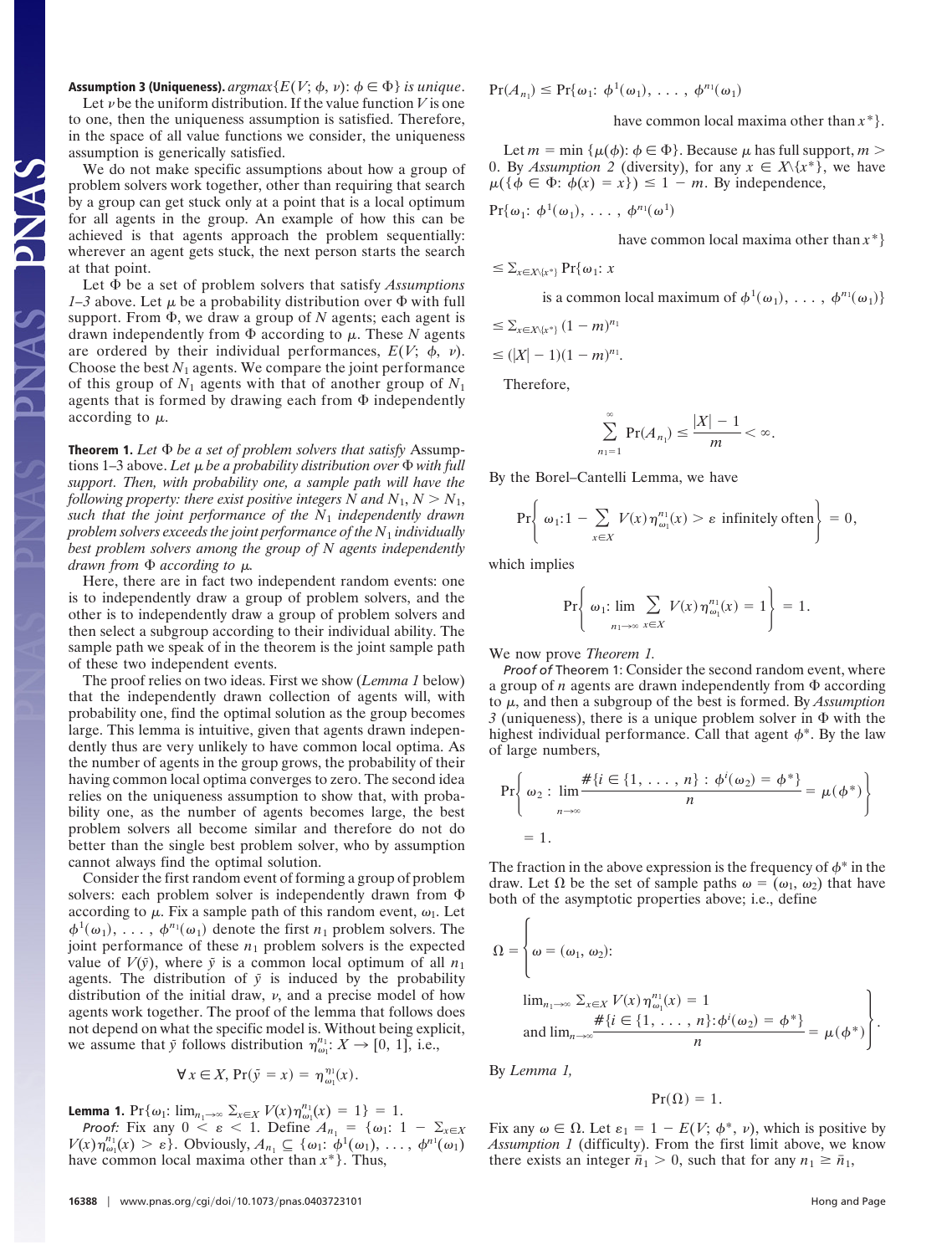**Assumption 3 (Uniqueness).** *argmax*$\{E(V; \phi, \nu): \phi \in \Phi\}$ *is unique*.

Let $\nu$ be the uniform distribution. If the value function $V$ is one to one, then the uniqueness assumption is satisfied. Therefore, in the space of all value functions we consider, the uniqueness assumption is generically satisfied.

We do not make specific assumptions about how a group of problem solvers work together, other than requiring that search by a group can get stuck only at a point that is a local optimum for all agents in the group. An example of how this can be achieved is that agents approach the problem sequentially: wherever an agent gets stuck, the next person starts the search at that point.

Let $\Phi$ be a set of problem solvers that satisfy *Assumptions 1–3* above. Let $\mu$ be a probability distribution over $\Phi$ with full support. From $\Phi$, we draw a group of $N$ agents; each agent is drawn independently from $\Phi$ according to $\mu$. These $N$ agents are ordered by their individual performances, $E(V; \phi, \nu)$. Choose the best $N_1$ agents. We compare the joint performance of this group of $N_1$ agents with that of another group of $N_1$ agents that is formed by drawing each from $\Phi$ independently according to $\mu$.

**Theorem 1.** *Let $\Phi$ be a set of problem solvers that satisfy* Assumptions 1–3 *above. Let $\mu$ be a probability distribution over $\Phi$ with full support. Then, with probability one, a sample path will have the following property: there exist positive integers $N$ and $N_1$, $N > N_1$, such that the joint performance of the $N_1$ independently drawn problem solvers exceeds the joint performance of the $N_1$ individually best problem solvers among the group of $N$ agents independently drawn from $\Phi$ according to $\mu$.*

Here, there are in fact two independent random events: one is to independently draw a group of problem solvers, and the other is to independently draw a group of problem solvers and then select a subgroup according to their individual ability. The sample path we speak of in the theorem is the joint sample path of these two independent events.

The proof relies on two ideas. First we show (*Lemma 1* below) that the independently drawn collection of agents will, with probability one, find the optimal solution as the group becomes large. This lemma is intuitive, given that agents drawn independently thus are very unlikely to have common local optima. As the number of agents in the group grows, the probability of their having common local optima converges to zero. The second idea relies on the uniqueness assumption to show that, with probability one, as the number of agents becomes large, the best problem solvers all become similar and therefore do not do better than the single best problem solver, who by assumption cannot always find the optimal solution.

Consider the first random event of forming a group of problem solvers: each problem solver is independently drawn from $\Phi$ according to $\mu$. Fix a sample path of this random event, $\omega_1$. Let $\phi^1(\omega_1), \ldots, \phi^{n_1}(\omega_1)$ denote the first $n_1$ problem solvers. The joint performance of these $n_1$ problem solvers is the expected value of $V(\bar{y})$, where $\bar{y}$ is a common local optimum of all $n_1$ agents. The distribution of $\bar{y}$ is induced by the probability distribution of the initial draw, $\nu$, and a precise model of how agents work together. The proof of the lemma that follows does not depend on what the specific model is. Without being explicit, we assume that $\bar{y}$ follows distribution $\eta^{n_1}_{\omega_1}: X \to [0, 1]$, i.e.,

$$\forall\, x \in X,\ \Pr(\bar{y} = x) = \eta^{n_1}_{\omega_1}(x).$$

**Lemma 1.** $\Pr\{\omega_1: \lim_{n_1 \to \infty} \sum_{x \in X} V(x)\eta^{n_1}_{\omega_1}(x) = 1\} = 1$.

*Proof:* Fix any $0 < \varepsilon < 1$. Define $A_{n_1} = \{\omega_1: 1 - \sum_{x \in X} V(x)\eta^{n_1}_{\omega_1}(x) > \varepsilon\}$. Obviously, $A_{n_1} \subseteq \{\omega_1: \phi^1(\omega_1), \ldots, \phi^{n_1}(\omega_1)$ have common local maxima other than $x^*\}$. Thus,

$$\Pr(A_{n_1}) \le \Pr\{\omega_1: \phi^1(\omega_1), \ldots, \phi^{n_1}(\omega_1) \text{ have common local maxima other than } x^*\}.$$

Let $m = \min\{\mu(\phi): \phi \in \Phi\}$. Because $\mu$ has full support, $m > 0$. By *Assumption 2* (diversity), for any $x \in X\backslash\{x^*\}$, we have $\mu(\{\phi \in \Phi: \phi(x) = x\}) \le 1 - m$. By independence,

$$
\begin{aligned}
&\Pr\{\omega_1: \phi^1(\omega_1), \ldots, \phi^{n_1}(\omega^1) \text{ have common local maxima other than } x^*\} \\
&\le \textstyle\sum_{x \in X\backslash\{x^*\}} \Pr\{\omega_1: x \text{ is a common local maximum of } \phi^1(\omega_1), \ldots, \phi^{n_1}(\omega_1)\} \\
&\le \textstyle\sum_{x \in X\backslash\{x^*\}} (1 - m)^{n_1} \\
&\le (|X| - 1)(1 - m)^{n_1}.
\end{aligned}
$$

Therefore,

$$\sum_{n_1=1}^{\infty} \Pr(A_{n_1}) \le \frac{|X| - 1}{m} < \infty.$$

By the Borel–Cantelli Lemma, we have

$$\Pr\left\{\omega_1: 1 - \sum_{x \in X} V(x)\eta^{n_1}_{\omega_1}(x) > \varepsilon \text{ infinitely often}\right\} = 0,$$

which implies

$$\Pr\left\{\omega_1: \lim_{n_1 \to \infty} \sum_{x \in X} V(x)\eta^{n_1}_{\omega_1}(x) = 1\right\} = 1.$$

We now prove *Theorem 1.*

*Proof of* Theorem 1: Consider the second random event, where a group of $n$ agents are drawn independently from $\Phi$ according to $\mu$, and then a subgroup of the best is formed. By *Assumption 3* (uniqueness), there is a unique problem solver in $\Phi$ with the highest individual performance. Call that agent $\phi^*$. By the law of large numbers,

$$\Pr\left\{\omega_2: \lim_{n \to \infty} \frac{\#\{i \in \{1, \ldots, n\}: \phi^i(\omega_2) = \phi^*\}}{n} = \mu(\phi^*)\right\} = 1.$$

The fraction in the above expression is the frequency of $\phi^*$ in the draw. Let $\Omega$ be the set of sample paths $\omega = (\omega_1, \omega_2)$ that have both of the asymptotic properties above; i.e., define

$$\Omega = \left\{\omega = (\omega_1, \omega_2): \begin{array}{l} \lim_{n_1 \to \infty} \sum_{x \in X} V(x)\eta^{n_1}_{\omega_1}(x) = 1 \\ \text{and } \lim_{n \to \infty} \dfrac{\#\{i \in \{1, \ldots, n\}: \phi^i(\omega_2) = \phi^*\}}{n} = \mu(\phi^*) \end{array}\right\}.$$

By *Lemma 1,*

$$\Pr(\Omega) = 1.$$

Fix any $\omega \in \Omega$. Let $\varepsilon_1 = 1 - E(V; \phi^*, \nu)$, which is positive by *Assumption 1* (difficulty). From the first limit above, we know there exists an integer $\bar{n}_1 > 0$, such that for any $n_1 \ge \bar{n}_1$,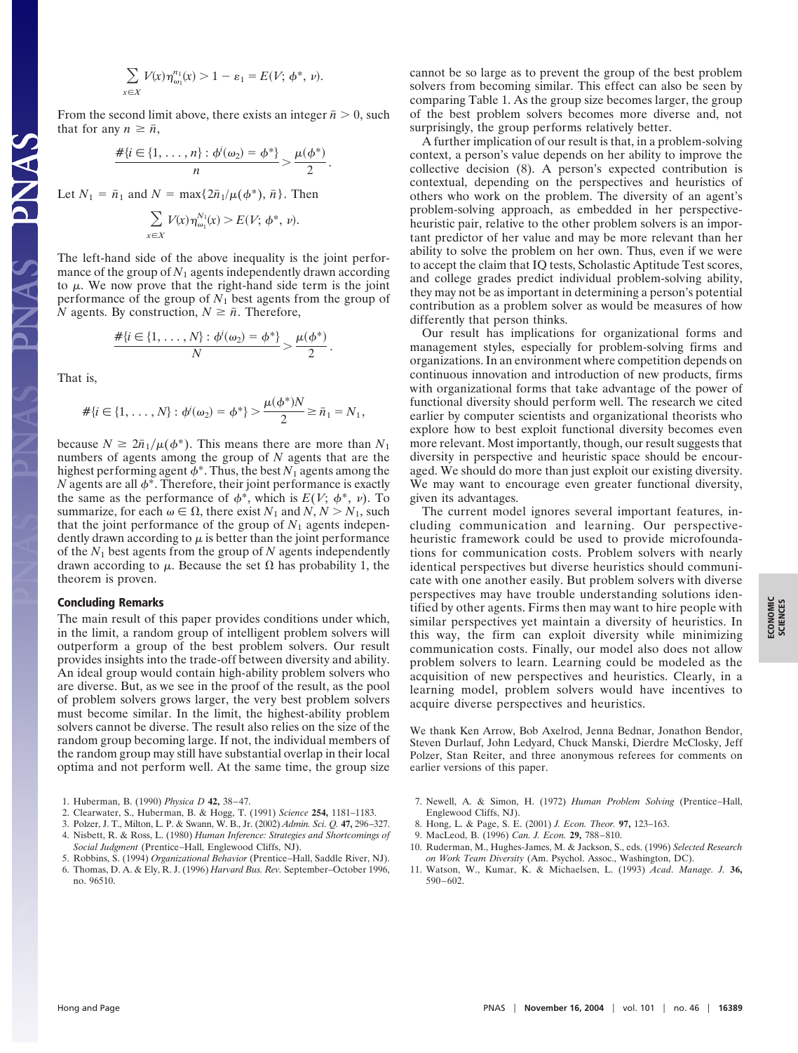$$\sum_{x \in X} V(x)\eta_{\omega_1}^{n_1}(x) > 1 - \varepsilon_1 = E(V; \phi^*, \nu).$$

From the second limit above, there exists an integer $\bar{n} > 0$, such that for any $n \geq \bar{n}$,

$$\frac{\#\{i \in \{1, \ldots, n\} : \phi^i(\omega_2) = \phi^*\}}{n} > \frac{\mu(\phi^*)}{2}.$$

Let $N_1 = \bar{n}_1$ and $N = \max\{2\bar{n}_1/\mu(\phi^*), \bar{n}\}$. Then

$$\sum_{x \in X} V(x)\eta_{\omega_1}^{N_1}(x) > E(V; \phi^*, \nu).$$

The left-hand side of the above inequality is the joint performance of the group of $N_1$ agents independently drawn according to $\mu$. We now prove that the right-hand side term is the joint performance of the group of $N_1$ best agents from the group of $N$ agents. By construction, $N \geq \bar{n}$. Therefore,

$$\frac{\#\{i \in \{1, \ldots, N\} : \phi^i(\omega_2) = \phi^*\}}{N} > \frac{\mu(\phi^*)}{2}.$$

That is,

$$\#\{i \in \{1, \ldots, N\} : \phi^i(\omega_2) = \phi^*\} > \frac{\mu(\phi^*)N}{2} \geq \bar{n}_1 = N_1,$$

because $N \geq 2\bar{n}_1/\mu(\phi^*)$. This means there are more than $N_1$ numbers of agents among the group of $N$ agents that are the highest performing agent $\phi^*$. Thus, the best $N_1$ agents among the $N$ agents are all $\phi^*$. Therefore, their joint performance is exactly the same as the performance of $\phi^*$, which is $E(V; \phi^*, \nu)$. To summarize, for each $\omega \in \Omega$, there exist $N_1$ and $N$, $N > N_1$, such that the joint performance of the group of $N_1$ agents independently drawn according to $\mu$ is better than the joint performance of the $N_1$ best agents from the group of $N$ agents independently drawn according to $\mu$. Because the set $\Omega$ has probability 1, the theorem is proven.

## Concluding Remarks

The main result of this paper provides conditions under which, in the limit, a random group of intelligent problem solvers will outperform a group of the best problem solvers. Our result provides insights into the trade-off between diversity and ability. An ideal group would contain high-ability problem solvers who are diverse. But, as we see in the proof of the result, as the pool of problem solvers grows larger, the very best problem solvers must become similar. In the limit, the highest-ability problem solvers cannot be diverse. The result also relies on the size of the random group becoming large. If not, the individual members of the random group may still have substantial overlap in their local optima and not perform well. At the same time, the group size cannot be so large as to prevent the group of the best problem solvers from becoming similar. This effect can also be seen by comparing Table 1. As the group size becomes larger, the group of the best problem solvers becomes more diverse and, not surprisingly, the group performs relatively better.

A further implication of our result is that, in a problem-solving context, a person's value depends on her ability to improve the collective decision (8). A person's expected contribution is contextual, depending on the perspectives and heuristics of others who work on the problem. The diversity of an agent's problem-solving approach, as embedded in her perspective-heuristic pair, relative to the other problem solvers is an important predictor of her value and may be more relevant than her ability to solve the problem on her own. Thus, even if we were to accept the claim that IQ tests, Scholastic Aptitude Test scores, and college grades predict individual problem-solving ability, they may not be as important in determining a person's potential contribution as a problem solver as would be measures of how differently that person thinks.

Our result has implications for organizational forms and management styles, especially for problem-solving firms and organizations. In an environment where competition depends on continuous innovation and introduction of new products, firms with organizational forms that take advantage of the power of functional diversity should perform well. The research we cited earlier by computer scientists and organizational theorists who explore how to best exploit functional diversity becomes even more relevant. Most importantly, though, our result suggests that diversity in perspective and heuristic space should be encouraged. We should do more than just exploit our existing diversity. We may want to encourage even greater functional diversity, given its advantages.

The current model ignores several important features, including communication and learning. Our perspective-heuristic framework could be used to provide microfoundations for communication costs. Problem solvers with nearly identical perspectives but diverse heuristics should communicate with one another easily. But problem solvers with diverse perspectives may have trouble understanding solutions identified by other agents. Firms then may want to hire people with similar perspectives yet maintain a diversity of heuristics. In this way, the firm can exploit diversity while minimizing communication costs. Finally, our model also does not allow problem solvers to learn. Learning could be modeled as the acquisition of new perspectives and heuristics. Clearly, in a learning model, problem solvers would have incentives to acquire diverse perspectives and heuristics.

We thank Ken Arrow, Bob Axelrod, Jenna Bednar, Jonathon Bendor, Steven Durlauf, John Ledyard, Chuck Manski, Dierdre McClosky, Jeff Polzer, Stan Reiter, and three anonymous referees for comments on earlier versions of this paper.

1. Huberman, B. (1990) *Physica D* **42,** 38–47.
2. Clearwater, S., Huberman, B. & Hogg, T. (1991) *Science* **254,** 1181–1183.
3. Polzer, J. T., Milton, L. P. & Swann, W. B., Jr. (2002) *Admin. Sci. Q.* **47,** 296–327.
4. Nisbett, R. & Ross, L. (1980) *Human Inference: Strategies and Shortcomings of Social Judgment* (Prentice–Hall, Englewood Cliffs, NJ).
5. Robbins, S. (1994) *Organizational Behavior* (Prentice–Hall, Saddle River, NJ).
6. Thomas, D. A. & Ely, R. J. (1996) *Harvard Bus. Rev.* September–October 1996, no. 96510.
7. Newell, A. & Simon, H. (1972) *Human Problem Solving* (Prentice–Hall, Englewood Cliffs, NJ).
8. Hong, L. & Page, S. E. (2001) *J. Econ. Theor.* **97,** 123–163.
9. MacLeod, B. (1996) *Can. J. Econ.* **29,** 788–810.
10. Ruderman, M., Hughes-James, M. & Jackson, S., eds. (1996) *Selected Research on Work Team Diversity* (Am. Psychol. Assoc., Washington, DC).
11. Watson, W., Kumar, K. & Michaelsen, L. (1993) *Acad. Manage. J.* **36,** 590–602.